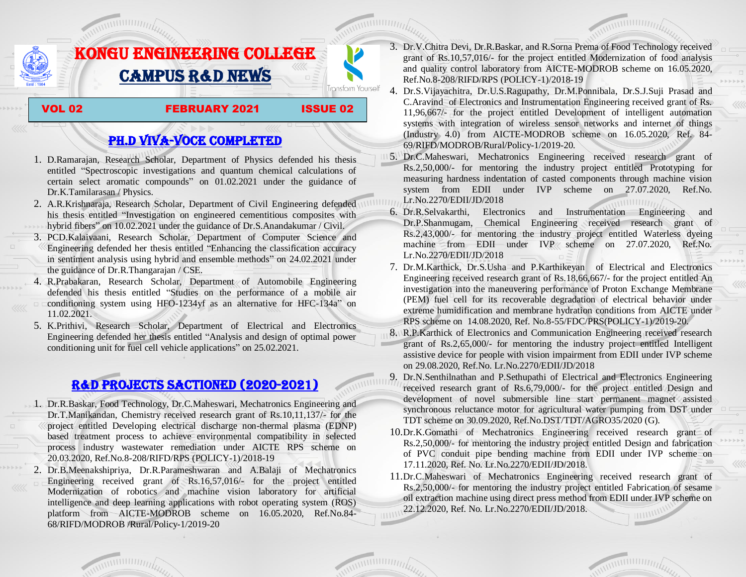# KONGU ENGINEERING COLLEGE

# CAMPUS R&D NEWS

Transform Yourself

**VOL 02 FEBRUARY 2021 ISSUE 02**

## PH.D VIVA-VOCE COMPLETED

1. D.Ramarajan, Research Scholar, Department of Physics defended his thesis entitled "Spectroscopic investigations and quantum chemical calculations of certain select aromatic compounds" on 01.02.2021 under the guidance of Dr.K.Tamilarasan / Physics.
2. A.R.Krishnaraja, Research Scholar, Department of Civil Engineering defended his thesis entitled "Investigation on engineered cementitious composites with hybrid fibers" on 10.02.2021 under the guidance of Dr.S.Anandakumar / Civil.
3. PCD.Kalaivaani, Research Scholar, Department of Computer Science and Engineering defended her thesis entitled "Enhancing the classification accuracy in sentiment analysis using hybrid and ensemble methods" on 24.02.2021 under the guidance of Dr.R.Thangarajan / CSE.
4. R.Prabakaran, Research Scholar, Department of Automobile Engineering defended his thesis entitled "Studies on the performance of a mobile air conditioning system using HFO-1234yf as an alternative for HFC-134a" on 11.02.2021.
5. K.Prithivi, Research Scholar, Department of Electrical and Electronics Engineering defended her thesis entitled "Analysis and design of optimal power conditioning unit for fuel cell vehicle applications" on 25.02.2021.

## R&D PROJECTS SACTIONED (2020-2021)

1. Dr.R.Baskar, Food Technology, Dr.C.Maheswari, Mechatronics Engineering and Dr.T.Manikandan, Chemistry received research grant of Rs.10,11,137/- for the project entitled Developing electrical discharge non-thermal plasma (EDNP) based treatment process to achieve environmental compatibility in selected process industry wastewater remediation under AICTE RPS scheme on 20.03.2020, Ref.No.8-208/RIFD/RPS (POLICY-1)/2018-19
2. Dr.B.Meenakshipriya, Dr.R.Parameshwaran and A.Balaji of Mechatronics Engineering received grant of Rs.16,57,016/- for the project entitled Modernization of robotics and machine vision laboratory for artificial intelligence and deep learning applications with robot operating system (ROS) platform from AICTE-MODROB scheme on 16.05.2020, Ref.No.84-68/RIFD/MODROB /Rural/Policy-1/2019-20
3. Dr.V.Chitra Devi, Dr.R.Baskar, and R.Sorna Prema of Food Technology received grant of Rs.10,57,016/- for the project entitled Modernization of food analysis and quality control laboratory from AICTE-MODROB scheme on 16.05.2020, Ref.No.8-208/RIFD/RPS (POLICY-1)/2018-19
4. Dr.S.Vijayachitra, Dr.U.S.Ragupathy, Dr.M.Ponnibala, Dr.S.J.Suji Prasad and C.Aravind of Electronics and Instrumentation Engineering received grant of Rs. 11,96,667/- for the project entitled Development of intelligent automation systems with integration of wireless sensor networks and internet of things (Industry 4.0) from AICTE-MODROB scheme on 16.05.2020, Ref. 84-69/RIFD/MODROB/Rural/Policy-1/2019-20.
5. Dr.C.Maheswari, Mechatronics Engineering received research grant of Rs.2,50,000/- for mentoring the industry project entitled Prototyping for measuring hardness indentation of casted components through machine vision system from EDII under IVP scheme on 27.07.2020, Ref.No. Lr.No.2270/EDII/JD/2018
6. Dr.R.Selvakarthi, Electronics and Instrumentation Engineering and Dr.P.Shanmugam, Chemical Engineering received research grant of Rs.2,43,000/- for mentoring the industry project entitled Waterless dyeing machine from EDII under IVP scheme on 27.07.2020, Ref.No. Lr.No.2270/EDII/JD/2018
7. Dr.M.Karthick, Dr.S.Usha and P.Karthikeyan of Electrical and Electronics Engineering received research grant of Rs.18,66,667/- for the project entitled An investigation into the maneuvering performance of Proton Exchange Membrane (PEM) fuel cell for its recoverable degradation of electrical behavior under extreme humidification and membrane hydration conditions from AICTE under RPS scheme on 14.08.2020, Ref. No.8-55/FDC/PRS(POLICY-1)/2019-20.
8. R.P.Karthick of Electronics and Communication Engineering received research grant of Rs.2,65,000/- for mentoring the industry project entitled Intelligent assistive device for people with vision impairment from EDII under IVP scheme on 29.08.2020, Ref.No. Lr.No.2270/EDII/JD/2018
9. Dr.N.Senthilnathan and P.Sethupathi of Electrical and Electronics Engineering received research grant of Rs.6,79,000/- for the project entitled Design and development of novel submersible line start permanent magnet assisted synchronous reluctance motor for agricultural water pumping from DST under TDT scheme on 30.09.2020, Ref.No.DST/TDT/AGRO35/2020 (G).
10. Dr.K.Gomathi of Mechatronics Engineering received research grant of Rs.2,50,000/- for mentoring the industry project entitled Design and fabrication of PVC conduit pipe bending machine from EDII under IVP scheme on 17.11.2020, Ref. No. Lr.No.2270/EDII/JD/2018.
11. Dr.C.Maheswari of Mechatronics Engineering received research grant of Rs.2,50,000/- for mentoring the industry project entitled Fabrication of sesame oil extraction machine using direct press method from EDII under IVP scheme on 22.12.2020, Ref. No. Lr.No.2270/EDII/JD/2018.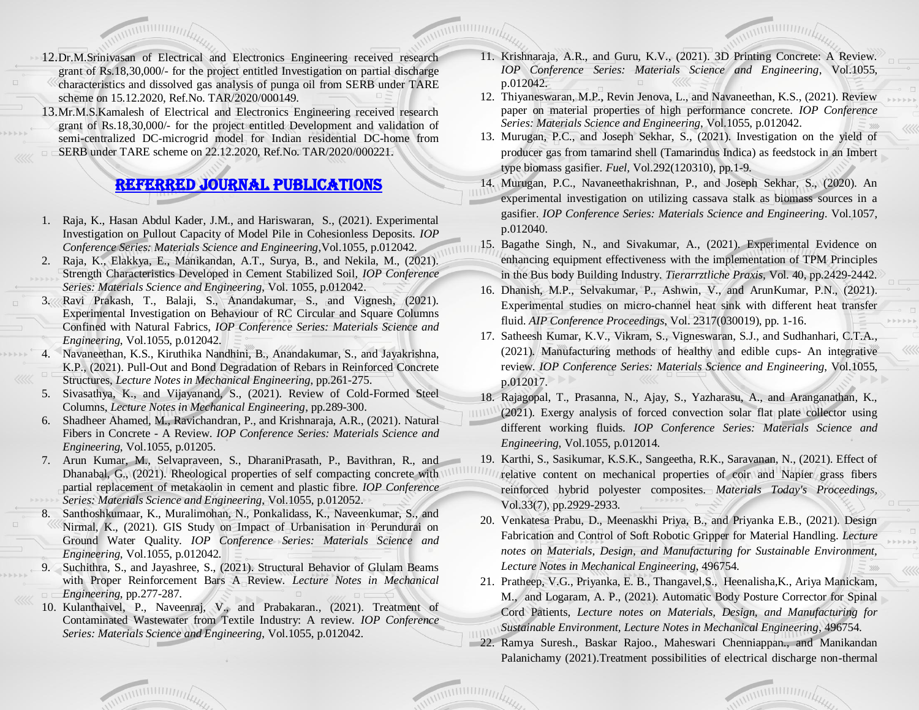12. Dr.M.Srinivasan of Electrical and Electronics Engineering received research grant of Rs.18,30,000/- for the project entitled Investigation on partial discharge characteristics and dissolved gas analysis of punga oil from SERB under TARE scheme on 15.12.2020, Ref.No. TAR/2020/000149.
13. Mr.M.S.Kamalesh of Electrical and Electronics Engineering received research grant of Rs.18,30,000/- for the project entitled Development and validation of semi-centralized DC-microgrid model for Indian residential DC-home from SERB under TARE scheme on 22.12.2020, Ref.No. TAR/2020/000221.

## REFERRED JOURNAL PUBLICATIONS

1. Raja, K., Hasan Abdul Kader, J.M., and Hariswaran, S., (2021). Experimental Investigation on Pullout Capacity of Model Pile in Cohesionless Deposits. *IOP Conference Series: Materials Science and Engineering*,Vol.1055, p.012042.
2. Raja, K., Elakkya, E., Manikandan, A.T., Surya, B., and Nekila, M., (2021). Strength Characteristics Developed in Cement Stabilized Soil, *IOP Conference Series: Materials Science and Engineering*, Vol. 1055, p.012042.
3. Ravi Prakash, T., Balaji, S., Anandakumar, S., and Vignesh, (2021). Experimental Investigation on Behaviour of RC Circular and Square Columns Confined with Natural Fabrics, *IOP Conference Series: Materials Science and Engineering*, Vol.1055, p.012042.
4. Navaneethan, K.S., Kiruthika Nandhini, B., Anandakumar, S., and Jayakrishna, K.P., (2021). Pull-Out and Bond Degradation of Rebars in Reinforced Concrete Structures, *Lecture Notes in Mechanical Engineering*, pp.261-275.
5. Sivasathya, K., and Vijayanand, S., (2021). Review of Cold-Formed Steel Columns, *Lecture Notes in Mechanical Engineering*, pp.289-300.
6. Shadheer Ahamed, M., Ravichandran, P., and Krishnaraja, A.R., (2021). Natural Fibers in Concrete - A Review. *IOP Conference Series: Materials Science and Engineering*, Vol.1055, p.01205.
7. Arun Kumar, M., Selvapraveen, S., DharaniPrasath, P., Bavithran, R., and Dhanabal, G., (2021). Rheological properties of self compacting concrete with partial replacement of metakaolin in cement and plastic fibre. *IOP Conference Series: Materials Science and Engineering*, Vol.1055, p.012052.
8. Santhoshkumaar, K., Muralimohan, N., Ponkalidass, K., Naveenkumar, S., and Nirmal, K., (2021). GIS Study on Impact of Urbanisation in Perundurai on Ground Water Quality. *IOP Conference Series: Materials Science and Engineering*, Vol.1055, p.012042.
9. Suchithra, S., and Jayashree, S., (2021). Structural Behavior of Glulam Beams with Proper Reinforcement Bars A Review. *Lecture Notes in Mechanical Engineering*, pp.277-287.
10. Kulanthaivel, P., Naveenraj, V., and Prabakaran., (2021). Treatment of Contaminated Wastewater from Textile Industry: A review. *IOP Conference Series: Materials Science and Engineering*, Vol.1055, p.012042.
11. Krishnaraja, A.R., and Guru, K.V., (2021). 3D Printing Concrete: A Review. *IOP Conference Series: Materials Science and Engineering*, Vol.1055, p.012042.
12. Thiyaneswaran, M.P., Revin Jenova, L., and Navaneethan, K.S., (2021). Review paper on material properties of high performance concrete. *IOP Conference Series: Materials Science and Engineering*, Vol.1055, p.012042.
13. Murugan, P.C., and Joseph Sekhar, S., (2021). Investigation on the yield of producer gas from tamarind shell (Tamarindus Indica) as feedstock in an Imbert type biomass gasifier. *Fuel*, Vol.292(120310), pp.1-9.
14. Murugan, P.C., Navaneethakrishnan, P., and Joseph Sekhar, S., (2020). An experimental investigation on utilizing cassava stalk as biomass sources in a gasifier. *IOP Conference Series: Materials Science and Engineering*. Vol.1057, p.012040.
15. Bagathe Singh, N., and Sivakumar, A., (2021). Experimental Evidence on enhancing equipment effectiveness with the implementation of TPM Principles in the Bus body Building Industry. *Tierarrztliche Praxis*, Vol. 40, pp.2429-2442.
16. Dhanish, M.P., Selvakumar, P., Ashwin, V., and ArunKumar, P.N., (2021). Experimental studies on micro-channel heat sink with different heat transfer fluid. *AIP Conference Proceedings*, Vol. 2317(030019), pp. 1-16.
17. Satheesh Kumar, K.V., Vikram, S., Vigneswaran, S.J., and Sudhanhari, C.T.A., (2021). Manufacturing methods of healthy and edible cups- An integrative review. *IOP Conference Series: Materials Science and Engineering*, Vol.1055, p.012017.
18. Rajagopal, T., Prasanna, N., Ajay, S., Yazharasu, A., and Aranganathan, K., (2021). Exergy analysis of forced convection solar flat plate collector using different working fluids. *IOP Conference Series: Materials Science and Engineering*, Vol.1055, p.012014.
19. Karthi, S., Sasikumar, K.S.K., Sangeetha, R.K., Saravanan, N., (2021). Effect of relative content on mechanical properties of coir and Napier grass fibers reinforced hybrid polyester composites. *Materials Today's Proceedings*, Vol.33(7), pp.2929-2933.
20. Venkatesa Prabu, D., Meenaskhi Priya, B., and Priyanka E.B., (2021). Design Fabrication and Control of Soft Robotic Gripper for Material Handling. *Lecture notes on Materials, Design, and Manufacturing for Sustainable Environment, Lecture Notes in Mechanical Engineering*, 496754.
21. Pratheep, V.G., Priyanka, E. B., Thangavel,S., Heenalisha,K., Ariya Manickam, M., and Logaram, A. P., (2021). Automatic Body Posture Corrector for Spinal Cord Patients, *Lecture notes on Materials, Design, and Manufacturing for Sustainable Environment, Lecture Notes in Mechanical Engineering*, 496754.
22. Ramya Suresh., Baskar Rajoo., Maheswari Chenniappan., and Manikandan Palanichamy (2021).Treatment possibilities of electrical discharge non-thermal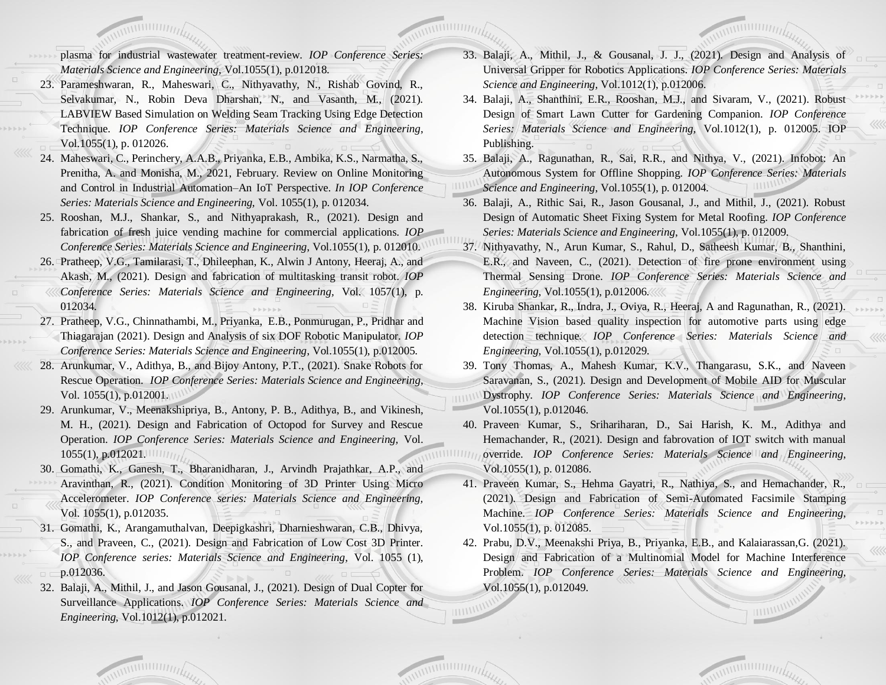plasma for industrial wastewater treatment-review. *IOP Conference Series: Materials Science and Engineering*, Vol.1055(1), p.012018.

23. Parameshwaran, R., Maheswari, C., Nithyavathy, N., Rishab Govind, R., Selvakumar, N., Robin Deva Dharshan, N., and Vasanth, M., (2021). LABVIEW Based Simulation on Welding Seam Tracking Using Edge Detection Technique. *IOP Conference Series: Materials Science and Engineering*, Vol.1055(1), p. 012026.
24. Maheswari, C., Perinchery, A.A.B., Priyanka, E.B., Ambika, K.S., Narmatha, S., Prenitha, A. and Monisha, M., 2021, February. Review on Online Monitoring and Control in Industrial Automation–An IoT Perspective. *In IOP Conference Series: Materials Science and Engineering*, Vol. 1055(1), p. 012034.
25. Rooshan, M.J., Shankar, S., and Nithyaprakash, R., (2021). Design and fabrication of fresh juice vending machine for commercial applications. *IOP Conference Series: Materials Science and Engineering*, Vol.1055(1), p. 012010.
26. Pratheep, V.G., Tamilarasi, T., Dhileephan, K., Alwin J Antony, Heeraj, A., and Akash, M., (2021). Design and fabrication of multitasking transit robot. *IOP Conference Series: Materials Science and Engineering*, Vol. 1057(1), p. 012034.
27. Pratheep, V.G., Chinnathambi, M., Priyanka, E.B., Ponmurugan, P., Pridhar and Thiagarajan (2021). Design and Analysis of six DOF Robotic Manipulator. *IOP Conference Series: Materials Science and Engineering*, Vol.1055(1), p.012005.
28. Arunkumar, V., Adithya, B., and Bijoy Antony, P.T., (2021). Snake Robots for Rescue Operation. *IOP Conference Series: Materials Science and Engineering*, Vol. 1055(1), p.012001.
29. Arunkumar, V., Meenakshipriya, B., Antony, P. B., Adithya, B., and Vikinesh, M. H., (2021). Design and Fabrication of Octopod for Survey and Rescue Operation. *IOP Conference Series: Materials Science and Engineering*, Vol. 1055(1), p.012021.
30. Gomathi, K., Ganesh, T., Bharanidharan, J., Arvindh Prajathkar, A.P., and Aravinthan, R., (2021). Condition Monitoring of 3D Printer Using Micro Accelerometer. *IOP Conference series: Materials Science and Engineering*, Vol. 1055(1), p.012035.
31. Gomathi, K., Arangamuthalvan, Deepigkashri, Dharnieshwaran, C.B., Dhivya, S., and Praveen, C., (2021). Design and Fabrication of Low Cost 3D Printer. *IOP Conference series: Materials Science and Engineering*, Vol. 1055 (1), p.012036.
32. Balaji, A., Mithil, J., and Jason Gousanal, J., (2021). Design of Dual Copter for Surveillance Applications. *IOP Conference Series: Materials Science and Engineering*, Vol.1012(1), p.012021.
33. Balaji, A., Mithil, J., & Gousanal, J. J., (2021). Design and Analysis of Universal Gripper for Robotics Applications. *IOP Conference Series: Materials Science and Engineering*, Vol.1012(1), p.012006.
34. Balaji, A., Shanthini, E.R., Rooshan, M.J., and Sivaram, V., (2021). Robust Design of Smart Lawn Cutter for Gardening Companion. *IOP Conference Series: Materials Science and Engineering*, Vol.1012(1), p. 012005. IOP Publishing.
35. Balaji, A., Ragunathan, R., Sai, R.R., and Nithya, V., (2021). Infobot: An Autonomous System for Offline Shopping. *IOP Conference Series: Materials Science and Engineering*, Vol.1055(1), p. 012004.
36. Balaji, A., Rithic Sai, R., Jason Gousanal, J., and Mithil, J., (2021). Robust Design of Automatic Sheet Fixing System for Metal Roofing. *IOP Conference Series: Materials Science and Engineering*, Vol.1055(1), p. 012009.
37. Nithyavathy, N., Arun Kumar, S., Rahul, D., Satheesh Kumar, B., Shanthini, E.R., and Naveen, C., (2021). Detection of fire prone environment using Thermal Sensing Drone. *IOP Conference Series: Materials Science and Engineering*, Vol.1055(1), p.012006.
38. Kiruba Shankar, R., Indra, J., Oviya, R., Heeraj, A and Ragunathan, R., (2021). Machine Vision based quality inspection for automotive parts using edge detection technique. *IOP Conference Series: Materials Science and Engineering*, Vol.1055(1), p.012029.
39. Tony Thomas, A., Mahesh Kumar, K.V., Thangarasu, S.K., and Naveen Saravanan, S., (2021). Design and Development of Mobile AID for Muscular Dystrophy. *IOP Conference Series: Materials Science and Engineering*, Vol.1055(1), p.012046.
40. Praveen Kumar, S., Srihariharan, D., Sai Harish, K. M., Adithya and Hemachander, R., (2021). Design and fabrovation of IOT switch with manual override. *IOP Conference Series: Materials Science and Engineering*, Vol.1055(1), p. 012086.
41. Praveen Kumar, S., Hehma Gayatri, R., Nathiya, S., and Hemachander, R., (2021). Design and Fabrication of Semi-Automated Facsimile Stamping Machine. *IOP Conference Series: Materials Science and Engineering*, Vol.1055(1), p. 012085.
42. Prabu, D.V., Meenakshi Priya, B., Priyanka, E.B., and Kalaiarassan,G. (2021). Design and Fabrication of a Multinomial Model for Machine Interference Problem. *IOP Conference Series: Materials Science and Engineering*, Vol.1055(1), p.012049.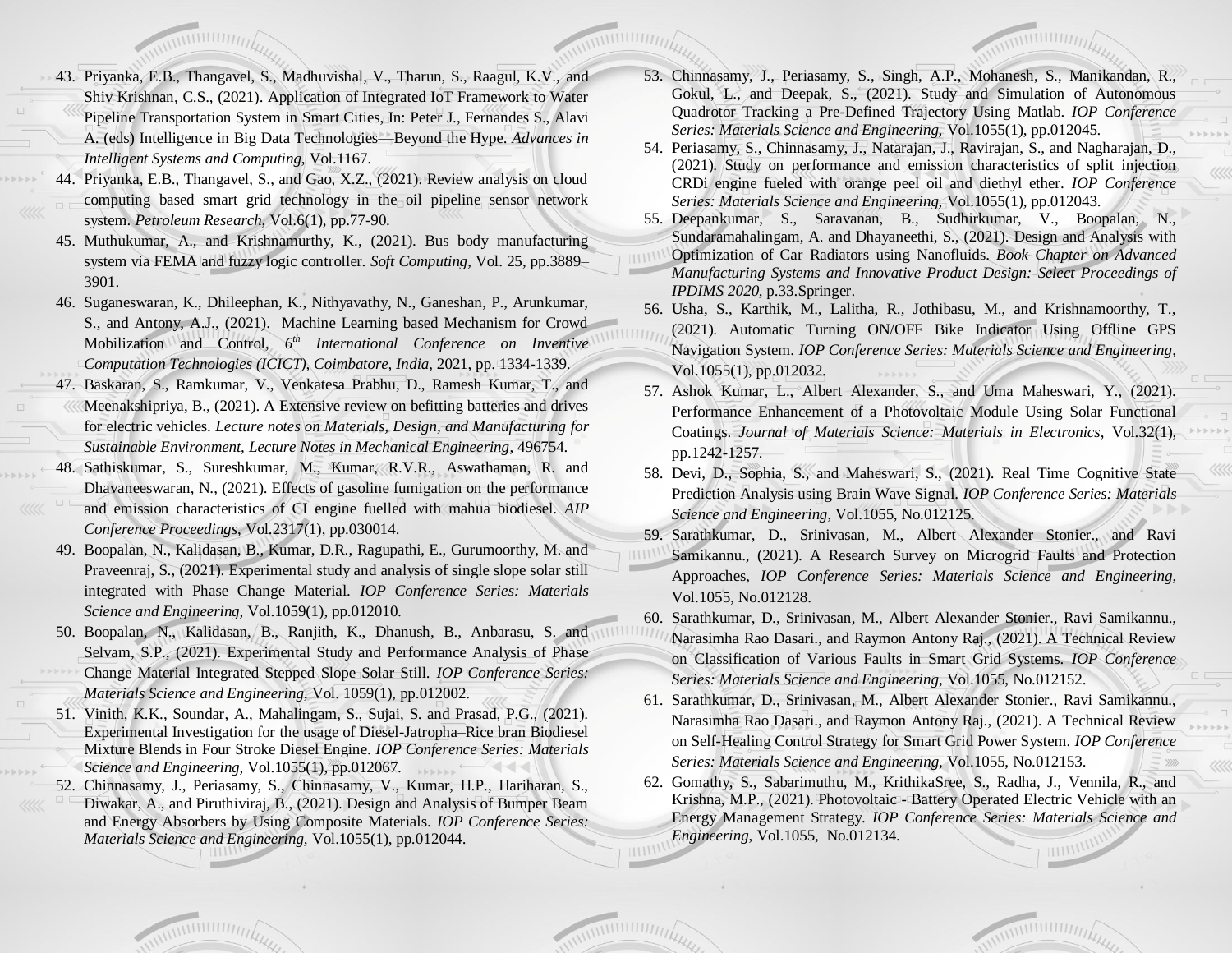43. Priyanka, E.B., Thangavel, S., Madhuvishal, V., Tharun, S., Raagul, K.V., and Shiv Krishnan, C.S., (2021). Application of Integrated IoT Framework to Water Pipeline Transportation System in Smart Cities, In: Peter J., Fernandes S., Alavi A. (eds) Intelligence in Big Data Technologies—Beyond the Hype. *Advances in Intelligent Systems and Computing*, Vol.1167.
44. Priyanka, E.B., Thangavel, S., and Gao, X.Z., (2021). Review analysis on cloud computing based smart grid technology in the oil pipeline sensor network system. *Petroleum Research*, Vol.6(1), pp.77-90.
45. Muthukumar, A., and Krishnamurthy, K., (2021). Bus body manufacturing system via FEMA and fuzzy logic controller. *Soft Computing*, Vol. 25, pp.3889–3901.
46. Suganeswaran, K., Dhileephan, K., Nithyavathy, N., Ganeshan, P., Arunkumar, S., and Antony, A.J., (2021). Machine Learning based Mechanism for Crowd Mobilization and Control, *6th International Conference on Inventive Computation Technologies (ICICT), Coimbatore, India*, 2021, pp. 1334-1339.
47. Baskaran, S., Ramkumar, V., Venkatesa Prabhu, D., Ramesh Kumar, T., and Meenakshipriya, B., (2021). A Extensive review on befitting batteries and drives for electric vehicles. *Lecture notes on Materials, Design, and Manufacturing for Sustainable Environment, Lecture Notes in Mechanical Engineering*, 496754.
48. Sathiskumar, S., Sureshkumar, M., Kumar, R.V.R., Aswathaman, R. and Dhavaneeswaran, N., (2021). Effects of gasoline fumigation on the performance and emission characteristics of CI engine fuelled with mahua biodiesel. *AIP Conference Proceedings*, Vol.2317(1), pp.030014.
49. Boopalan, N., Kalidasan, B., Kumar, D.R., Ragupathi, E., Gurumoorthy, M. and Praveenraj, S., (2021). Experimental study and analysis of single slope solar still integrated with Phase Change Material. *IOP Conference Series: Materials Science and Engineering*, Vol.1059(1), pp.012010.
50. Boopalan, N., Kalidasan, B., Ranjith, K., Dhanush, B., Anbarasu, S. and Selvam, S.P., (2021). Experimental Study and Performance Analysis of Phase Change Material Integrated Stepped Slope Solar Still. *IOP Conference Series: Materials Science and Engineering*, Vol. 1059(1), pp.012002.
51. Vinith, K.K., Soundar, A., Mahalingam, S., Sujai, S. and Prasad, P.G., (2021). Experimental Investigation for the usage of Diesel-Jatropha–Rice bran Biodiesel Mixture Blends in Four Stroke Diesel Engine. *IOP Conference Series: Materials Science and Engineering*, Vol.1055(1), pp.012067.
52. Chinnasamy, J., Periasamy, S., Chinnasamy, V., Kumar, H.P., Hariharan, S., Diwakar, A., and Piruthiviraj, B., (2021). Design and Analysis of Bumper Beam and Energy Absorbers by Using Composite Materials. *IOP Conference Series: Materials Science and Engineering*, Vol.1055(1), pp.012044.
53. Chinnasamy, J., Periasamy, S., Singh, A.P., Mohanesh, S., Manikandan, R., Gokul, L., and Deepak, S., (2021). Study and Simulation of Autonomous Quadrotor Tracking a Pre-Defined Trajectory Using Matlab. *IOP Conference Series: Materials Science and Engineering*, Vol.1055(1), pp.012045.
54. Periasamy, S., Chinnasamy, J., Natarajan, J., Ravirajan, S., and Nagharajan, D., (2021). Study on performance and emission characteristics of split injection CRDi engine fueled with orange peel oil and diethyl ether. *IOP Conference Series: Materials Science and Engineering*, Vol.1055(1), pp.012043.
55. Deepankumar, S., Saravanan, B., Sudhirkumar, V., Boopalan, N., Sundaramahalingam, A. and Dhayaneethi, S., (2021). Design and Analysis with Optimization of Car Radiators using Nanofluids. *Book Chapter on Advanced Manufacturing Systems and Innovative Product Design: Select Proceedings of IPDIMS 2020*, p.33.Springer.
56. Usha, S., Karthik, M., Lalitha, R., Jothibasu, M., and Krishnamoorthy, T., (2021). Automatic Turning ON/OFF Bike Indicator Using Offline GPS Navigation System. *IOP Conference Series: Materials Science and Engineering*, Vol.1055(1), pp.012032.
57. Ashok Kumar, L., Albert Alexander, S., and Uma Maheswari, Y., (2021). Performance Enhancement of a Photovoltaic Module Using Solar Functional Coatings. *Journal of Materials Science: Materials in Electronics*, Vol.32(1), pp.1242-1257.
58. Devi, D., Sophia, S., and Maheswari, S., (2021). Real Time Cognitive State Prediction Analysis using Brain Wave Signal. *IOP Conference Series: Materials Science and Engineering*, Vol.1055, No.012125.
59. Sarathkumar, D., Srinivasan, M., Albert Alexander Stonier., and Ravi Samikannu., (2021). A Research Survey on Microgrid Faults and Protection Approaches, *IOP Conference Series: Materials Science and Engineering*, Vol.1055, No.012128.
60. Sarathkumar, D., Srinivasan, M., Albert Alexander Stonier., Ravi Samikannu., Narasimha Rao Dasari., and Raymon Antony Raj., (2021). A Technical Review on Classification of Various Faults in Smart Grid Systems. *IOP Conference Series: Materials Science and Engineering*, Vol.1055, No.012152.
61. Sarathkumar, D., Srinivasan, M., Albert Alexander Stonier., Ravi Samikannu., Narasimha Rao Dasari., and Raymon Antony Raj., (2021). A Technical Review on Self-Healing Control Strategy for Smart Grid Power System. *IOP Conference Series: Materials Science and Engineering*, Vol.1055, No.012153.
62. Gomathy, S., Sabarimuthu, M., KrithikaSree, S., Radha, J., Vennila, R., and Krishna, M.P., (2021). Photovoltaic - Battery Operated Electric Vehicle with an Energy Management Strategy. *IOP Conference Series: Materials Science and Engineering*, Vol.1055, No.012134.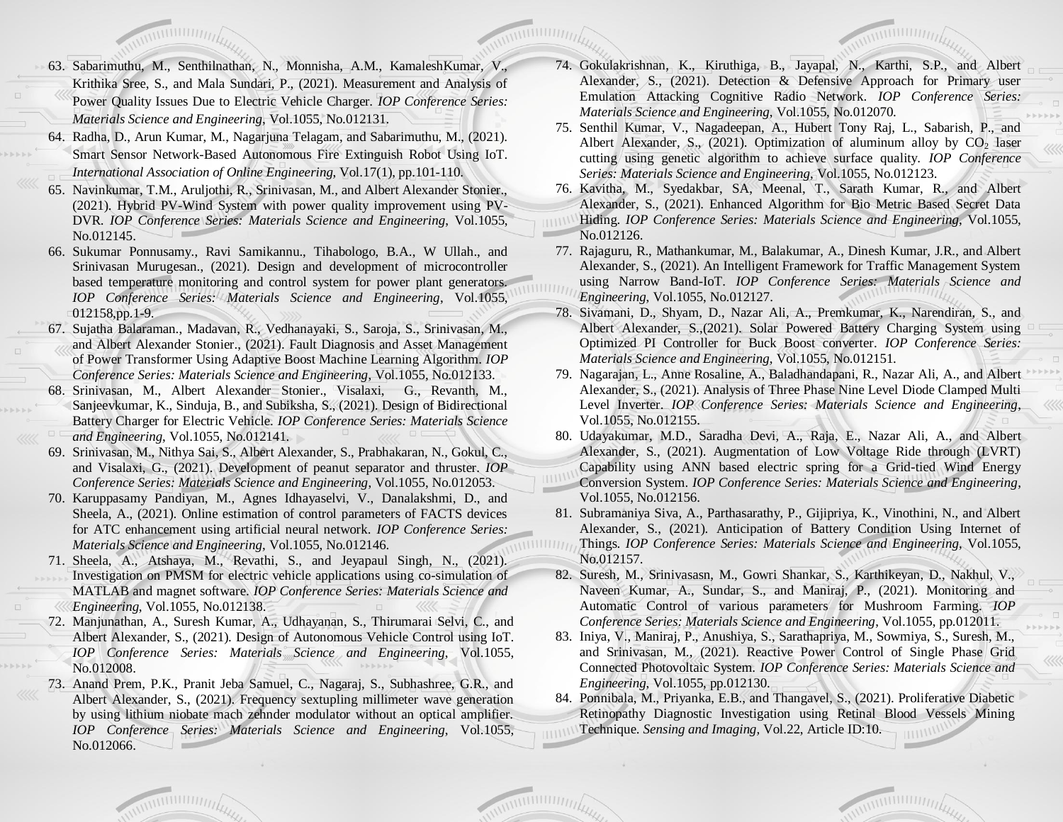63. Sabarimuthu, M., Senthilnathan, N., Monnisha, A.M., KameleshKumar, V., Krithika Sree, S., and Mala Sundari, P., (2021). Measurement and Analysis of Power Quality Issues Due to Electric Vehicle Charger. *IOP Conference Series: Materials Science and Engineering*, Vol.1055, No.012131.
64. Radha, D., Arun Kumar, M., Nagarjuna Telagam, and Sabarimuthu, M., (2021). Smart Sensor Network-Based Autonomous Fire Extinguish Robot Using IoT. *International Association of Online Engineering*, Vol.17(1), pp.101-110.
65. Navinkumar, T.M., Aruljothi, R., Srinivasan, M., and Albert Alexander Stonier., (2021). Hybrid PV-Wind System with power quality improvement using PV-DVR. *IOP Conference Series: Materials Science and Engineering*, Vol.1055, No.012145.
66. Sukumar Ponnusamy., Ravi Samikannu., Tihabologo, B.A., W Ullah., and Srinivasan Murugesan., (2021). Design and development of microcontroller based temperature monitoring and control system for power plant generators. *IOP Conference Series: Materials Science and Engineering*, Vol.1055, 012158,pp.1-9.
67. Sujatha Balaraman., Madavan, R., Vedhanayaki, S., Saroja, S., Srinivasan, M., and Albert Alexander Stonier., (2021). Fault Diagnosis and Asset Management of Power Transformer Using Adaptive Boost Machine Learning Algorithm. *IOP Conference Series: Materials Science and Engineering*, Vol.1055, No.012133.
68. Srinivasan, M., Albert Alexander Stonier., Visalaxi, G., Revanth, M., Sanjeevkumar, K., Sinduja, B., and Subiksha, S., (2021). Design of Bidirectional Battery Charger for Electric Vehicle. *IOP Conference Series: Materials Science and Engineering*, Vol.1055, No.012141.
69. Srinivasan, M., Nithya Sai, S., Albert Alexander, S., Prabhakaran, N., Gokul, C., and Visalaxi, G., (2021). Development of peanut separator and thruster. *IOP Conference Series: Materials Science and Engineering*, Vol.1055, No.012053.
70. Karuppasamy Pandiyan, M., Agnes Idhayaselvi, V., Danalakshmi, D., and Sheela, A., (2021). Online estimation of control parameters of FACTS devices for ATC enhancement using artificial neural network. *IOP Conference Series: Materials Science and Engineering*, Vol.1055, No.012146.
71. Sheela, A., Atshaya, M., Revathi, S., and Jeyapaul Singh, N., (2021). Investigation on PMSM for electric vehicle applications using co-simulation of MATLAB and magnet software. *IOP Conference Series: Materials Science and Engineering*, Vol.1055, No.012138.
72. Manjunathan, A., Suresh Kumar, A., Udhayanan, S., Thirumarai Selvi, C., and Albert Alexander, S., (2021). Design of Autonomous Vehicle Control using IoT. *IOP Conference Series: Materials Science and Engineering*, Vol.1055, No.012008.
73. Anand Prem, P.K., Pranit Jeba Samuel, C., Nagaraj, S., Subhashree, G.R., and Albert Alexander, S., (2021). Frequency sextupling millimeter wave generation by using lithium niobate mach zehnder modulator without an optical amplifier. *IOP Conference Series: Materials Science and Engineering*, Vol.1055, No.012066.
74. Gokulakrishnan, K., Kiruthiga, B., Jayapal, N., Karthi, S.P., and Albert Alexander, S., (2021). Detection & Defensive Approach for Primary user Emulation Attacking Cognitive Radio Network. *IOP Conference Series: Materials Science and Engineering*, Vol.1055, No.012070.
75. Senthil Kumar, V., Nagadeepan, A., Hubert Tony Raj, L., Sabarish, P., and Albert Alexander, S., (2021). Optimization of aluminum alloy by $CO_2$ laser cutting using genetic algorithm to achieve surface quality. *IOP Conference Series: Materials Science and Engineering*, Vol.1055, No.012123.
76. Kavitha, M., Syedakbar, SA, Meenal, T., Sarath Kumar, R., and Albert Alexander, S., (2021). Enhanced Algorithm for Bio Metric Based Secret Data Hiding. *IOP Conference Series: Materials Science and Engineering*, Vol.1055, No.012126.
77. Rajaguru, R., Mathankumar, M., Balakumar, A., Dinesh Kumar, J.R., and Albert Alexander, S., (2021). An Intelligent Framework for Traffic Management System using Narrow Band-IoT. *IOP Conference Series: Materials Science and Engineering*, Vol.1055, No.012127.
78. Sivamani, D., Shyam, D., Nazar Ali, A., Premkumar, K., Narendiran, S., and Albert Alexander, S.,(2021). Solar Powered Battery Charging System using Optimized PI Controller for Buck Boost converter. *IOP Conference Series: Materials Science and Engineering*, Vol.1055, No.012151.
79. Nagarajan, L., Anne Rosaline, A., Baladhandapani, R., Nazar Ali, A., and Albert Alexander, S., (2021). Analysis of Three Phase Nine Level Diode Clamped Multi Level Inverter. *IOP Conference Series: Materials Science and Engineering*, Vol.1055, No.012155.
80. Udayakumar, M.D., Saradha Devi, A., Raja, E., Nazar Ali, A., and Albert Alexander, S., (2021). Augmentation of Low Voltage Ride through (LVRT) Capability using ANN based electric spring for a Grid-tied Wind Energy Conversion System. *IOP Conference Series: Materials Science and Engineering*, Vol.1055, No.012156.
81. Subramaniya Siva, A., Parthasarathy, P., Gijipriya, K., Vinothini, N., and Albert Alexander, S., (2021). Anticipation of Battery Condition Using Internet of Things. *IOP Conference Series: Materials Science and Engineering*, Vol.1055, No.012157.
82. Suresh, M., Srinivasasn, M., Gowri Shankar, S., Karthikeyan, D., Nakhul, V., Naveen Kumar, A., Sundar, S., and Maniraj, P., (2021). Monitoring and Automatic Control of various parameters for Mushroom Farming. *IOP Conference Series: Materials Science and Engineering*, Vol.1055, pp.012011.
83. Iniya, V., Maniraj, P., Anushiya, S., Sarathapriya, M., Sowmiya, S., Suresh, M., and Srinivasan, M., (2021). Reactive Power Control of Single Phase Grid Connected Photovoltaic System. *IOP Conference Series: Materials Science and Engineering*, Vol.1055, pp.012130.
84. Ponnibala, M., Priyanka, E.B., and Thangavel, S., (2021). Proliferative Diabetic Retinopathy Diagnostic Investigation using Retinal Blood Vessels Mining Technique. *Sensing and Imaging*, Vol.22, Article ID:10.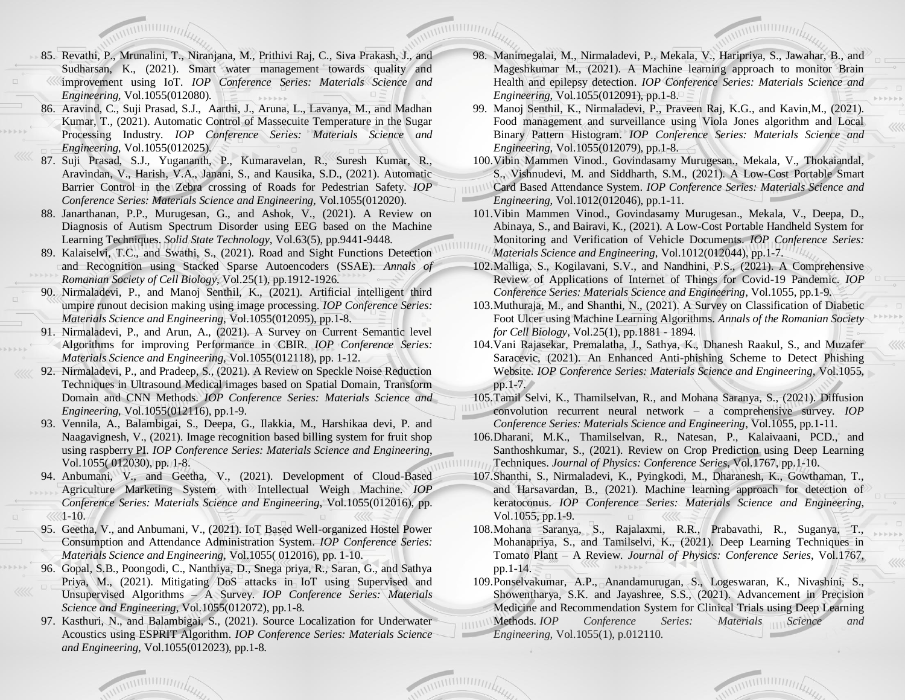85. Revathi, P., Mrunalini, T., Niranjana, M., Prithivi Raj, C., Siva Prakash, J., and Sudharsan, K., (2021). Smart water management towards quality and improvement using IoT. *IOP Conference Series: Materials Science and Engineering*, Vol.1055(012080).
86. Aravind, C., Suji Prasad, S.J., Aarthi, J., Aruna, L., Lavanya, M., and Madhan Kumar, T., (2021). Automatic Control of Massecuite Temperature in the Sugar Processing Industry. *IOP Conference Series: Materials Science and Engineering*, Vol.1055(012025).
87. Suji Prasad, S.J., Yugananth, P., Kumaravelan, R., Suresh Kumar, R., Aravindan, V., Harish, V.A., Janani, S., and Kausika, S.D., (2021). Automatic Barrier Control in the Zebra crossing of Roads for Pedestrian Safety. *IOP Conference Series: Materials Science and Engineering*, Vol.1055(012020).
88. Janarthanan, P.P., Murugesan, G., and Ashok, V., (2021). A Review on Diagnosis of Autism Spectrum Disorder using EEG based on the Machine Learning Techniques. *Solid State Technology*, Vol.63(5), pp.9441-9448.
89. Kalaiselvi, T.C., and Swathi, S., (2021). Road and Sight Functions Detection and Recognition using Stacked Sparse Autoencoders (SSAE). *Annals of Romanian Society of Cell Biology*, Vol.25(1), pp.1912-1926.
90. Nirmaladevi, P., and Manoj Senthil, K., (2021). Artificial intelligent third umpire runout decision making using image processing. *IOP Conference Series: Materials Science and Engineering*, Vol.1055(012095), pp.1-8.
91. Nirmaladevi, P., and Arun, A., (2021). A Survey on Current Semantic level Algorithms for improving Performance in CBIR. *IOP Conference Series: Materials Science and Engineering*, Vol.1055(012118), pp. 1-12.
92. Nirmaladevi, P., and Pradeep, S., (2021). A Review on Speckle Noise Reduction Techniques in Ultrasound Medical images based on Spatial Domain, Transform Domain and CNN Methods. *IOP Conference Series: Materials Science and Engineering*, Vol.1055(012116), pp.1-9.
93. Vennila, A., Balambigai, S., Deepa, G., Ilakkia, M., Harshikaa devi, P. and Naagavignesh, V., (2021). Image recognition based billing system for fruit shop using raspberry PI. *IOP Conference Series: Materials Science and Engineering*, Vol.1055( 012030), pp. 1-8.
94. Anbumani, V., and Geetha, V., (2021). Development of Cloud-Based Agriculture Marketing System with Intellectual Weigh Machine. *IOP Conference Series: Materials Science and Engineering*, Vol.1055(012016), pp. 1-10.
95. Geetha, V., and Anbumani, V., (2021). IoT Based Well-organized Hostel Power Consumption and Attendance Administration System. *IOP Conference Series: Materials Science and Engineering*, Vol.1055( 012016), pp. 1-10.
96. Gopal, S.B., Poongodi, C., Nanthiya, D., Snega priya, R., Saran, G., and Sathya Priya, M., (2021). Mitigating DoS attacks in IoT using Supervised and Unsupervised Algorithms – A Survey. *IOP Conference Series: Materials Science and Engineering*, Vol.1055(012072), pp.1-8.
97. Kasthuri, N., and Balambigai, S., (2021). Source Localization for Underwater Acoustics using ESPRIT Algorithm. *IOP Conference Series: Materials Science and Engineering*, Vol.1055(012023), pp.1-8.
98. Manimegalai, M., Nirmaladevi, P., Mekala, V., Haripriya, S., Jawahar, B., and Mageshkumar M., (2021). A Machine learning approach to monitor Brain Health and epilepsy detection. *IOP Conference Series: Materials Science and Engineering*, Vol.1055(012091), pp.1-8.
99. Manoj Senthil, K., Nirmaladevi, P., Praveen Raj, K.G., and Kavin,M., (2021). Food management and surveillance using Viola Jones algorithm and Local Binary Pattern Histogram. *IOP Conference Series: Materials Science and Engineering*, Vol.1055(012079), pp.1-8.
100. Vibin Mammen Vinod., Govindasamy Murugesan., Mekala, V., Thokaiandal, S., Vishnudevi, M. and Siddharth, S.M., (2021). A Low-Cost Portable Smart Card Based Attendance System. *IOP Conference Series: Materials Science and Engineering*, Vol.1012(012046), pp.1-11.
101. Vibin Mammen Vinod., Govindasamy Murugesan., Mekala, V., Deepa, D., Abinaya, S., and Bairavi, K., (2021). A Low-Cost Portable Handheld System for Monitoring and Verification of Vehicle Documents. *IOP Conference Series: Materials Science and Engineering*, Vol.1012(012044), pp.1-7.
102. Malliga, S., Kogilavani, S.V., and Nandhini, P.S., (2021). A Comprehensive Review of Applications of Internet of Things for Covid-19 Pandemic. *IOP Conference Series: Materials Science and Engineering*, Vol.1055, pp.1-9.
103. Muthuraja, M., and Shanthi, N., (2021). A Survey on Classification of Diabetic Foot Ulcer using Machine Learning Algorithms. *Annals of the Romanian Society for Cell Biology*, Vol.25(1), pp.1881 - 1894.
104. Vani Rajasekar, Premalatha, J., Sathya, K., Dhanesh Raakul, S., and Muzafer Saracevic, (2021). An Enhanced Anti-phishing Scheme to Detect Phishing Website. *IOP Conference Series: Materials Science and Engineering*, Vol.1055, pp.1-7.
105. Tamil Selvi, K., Thamilselvan, R., and Mohana Saranya, S., (2021). Diffusion convolution recurrent neural network – a comprehensive survey. *IOP Conference Series: Materials Science and Engineering*, Vol.1055, pp.1-11.
106. Dharani, M.K., Thamilselvan, R., Natesan, P., Kalaivaani, PCD., and Santhoshkumar, S., (2021). Review on Crop Prediction using Deep Learning Techniques. *Journal of Physics: Conference Series*, Vol.1767, pp.1-10.
107. Shanthi, S., Nirmaladevi, K., Pyingkodi, M., Dharanesh, K., Gowthaman, T., and Harsavardan, B., (2021). Machine learning approach for detection of keratoconus. *IOP Conference Series: Materials Science and Engineering*, Vol.1055, pp.1-9.
108. Mohana Saranya, S., Rajalaxmi, R.R., Prabavathi, R., Suganya, T., Mohanapriya, S., and Tamilselvi, K., (2021). Deep Learning Techniques in Tomato Plant – A Review. *Journal of Physics: Conference Series*, Vol.1767, pp.1-14.
109. Ponselvakumar, A.P., Anandamurugan, S., Logeswaran, K., Nivashini, S., Showentharya, S.K. and Jayashree, S.S., (2021). Advancement in Precision Medicine and Recommendation System for Clinical Trials using Deep Learning Methods. *IOP Conference Series: Materials Science and Engineering*, Vol.1055(1), p.012110.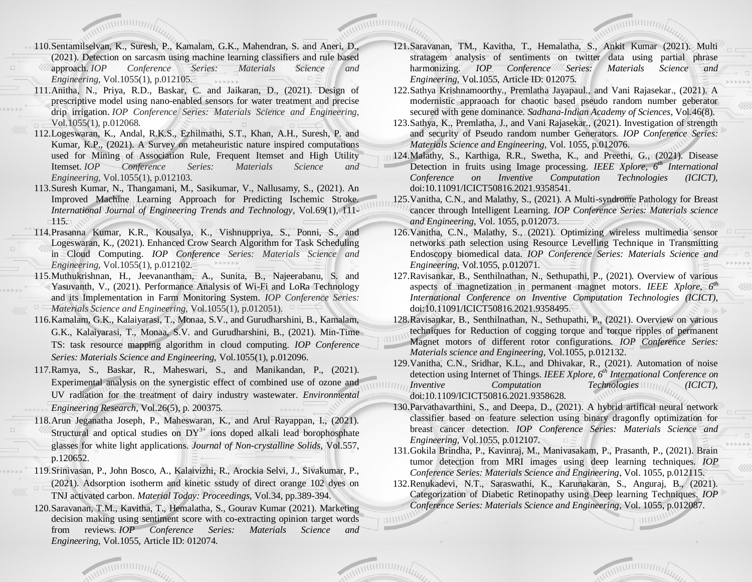110. Sentamilselvan, K., Suresh, P., Kamalam, G.K., Mahendran, S. and Aneri, D., (2021). Detection on sarcasm using machine learning classifiers and rule based approach. *IOP Conference Series: Materials Science and Engineering,* Vol.1055(1), p.012105.
111. Anitha, N., Priya, R.D., Baskar, C. and Jaikaran, D., (2021). Design of prescriptive model using nano-enabled sensors for water treatment and precise drip irrigation. *IOP Conference Series: Materials Science and Engineering,* Vol.1055(1), p.012068.
112. Logeswaran, K., Andal, R.K.S., Ezhilmathi, S.T., Khan, A.H., Suresh, P. and Kumar, K.P., (2021). A Survey on metaheuristic nature inspired computations used for Mining of Association Rule, Frequent Itemset and High Utility Itemset. *IOP Conference Series: Materials Science and Engineering,* Vol.1055(1), p.012103.
113. Suresh Kumar, N., Thangamani, M., Sasikumar, V., Nallusamy, S., (2021). An Improved Machine Learning Approach for Predicting Ischemic Stroke. *International Journal of Engineering Trends and Technology*, Vol.69(1), 111-115.
114. Prasanna Kumar, K.R., Kousalya, K., Vishnuppriya, S., Ponni, S., and Logeswaran, K., (2021). Enhanced Crow Search Algorithm for Task Scheduling in Cloud Computing. *IOP Conference Series: Materials Science and Engineering,* Vol.1055(1), p.012102.
115. Muthukrishnan, H., Jeevanantham, A., Sunita, B., Najeerabanu, S. and Yasuvanth, V., (2021). Performance Analysis of Wi-Fi and LoRa Technology and its Implementation in Farm Monitoring System. *IOP Conference Series: Materials Science and Engineering,* Vol.1055(1), p.012051).
116. Kamalam, G.K., Kalaiyarasi, T., Monaa, S.V., and Gurudharshini, B., Kamalam, G.K., Kalaiyarasi, T., Monaa, S.V. and Gurudharshini, B., (2021). Min-Time TS: task resource mapping algorithm in cloud computing. *IOP Conference Series: Materials Science and Engineering,* Vol.1055(1), p.012096.
117. Ramya, S., Baskar, R., Maheswari, S., and Manikandan, P., (2021). Experimental analysis on the synergistic effect of combined use of ozone and UV radiation for the treatment of dairy industry wastewater. *Environmental Engineering Research*, Vol.26(5), p. 200375.
118. Arun Jeganatha Joseph, P., Maheswaran, K., and Arul Rayappan, I., (2021). Structural and optical studies on $DY^{3+}$ ions doped alkali lead borophosphate glasses for white light applications. *Journal of Non-crystalline Solids*, Vol.557, p.120652.
119. Srinivasan, P., John Bosco, A., Kalaivizhi, R., Arockia Selvi, J., Sivakumar, P., (2021). Adsorption isotherm and kinetic sstudy of direct orange 102 dyes on TNJ activated carbon. *Material Today: Proceedings*, Vol.34, pp.389-394.
120. Saravanan, T.M., Kavitha, T., Hemalatha, S., Gourav Kumar (2021). Marketing decision making using sentiment score with co-extracting opinion target words from reviews. *IOP Conference Series: Materials Science and Engineering,* Vol.1055, Article ID: 012074.
121. Saravanan, TM., Kavitha, T., Hemalatha, S., Ankit Kumar (2021). Multi stratagem analysis of sentiments on twitter data using partial phrase harmonizing. *IOP Conference Series: Materials Science and Engineering,* Vol.1055, Article ID: 012075.
122. Sathya Krishnamoorthy., Premlatha Jayapaul., and Vani Rajasekar., (2021). A modernistic appraoach for chaotic based pseudo random number geberator secured with gene dominance. *Sadhana-Indian Academy of Sciences*, Vol.46(8).
123. Sathya, K., Premlatha, J., and Vani Rajasekar., (2021). Investigation of strength and security of Pseudo random number Generators. *IOP Conference Series: Materials Science and Engineering*, Vol. 1055, p.012076.
124. Malathy, S., Karthiga, R.R., Swetha, K., and Preethi, G., (2021). Disease Detection in fruits using Image processing. *IEEE Xplore, 6th International Conference on Inventive Computation Technologies (ICICT),* doi:10.11091/ICICT50816.2021.9358541.
125. Vanitha, C.N., and Malathy, S., (2021). A Multi-syndrome Pathology for Breast cancer through Intelligent Learning. *IOP Conference Series: Materials science and Engineering,* Vol. 1055, p.012073.
126. Vanitha, C.N., Malathy, S., (2021). Optimizing wireless multimedia sensor networks path selection using Resource Levelling Technique in Transmitting Endoscopy biomedical data. *IOP Conference Series: Materials Science and Engineering,* Vol.1055, p.012071.
127. Ravisankar, B., Senthilnathan, N., Sethupathi, P., (2021). Overview of various aspects of magnetization in permanent magnet motors. *IEEE Xplore, 6th International Conference on Inventive Computation Technologies (ICICT),* doi:10.11091/ICICT50816.2021.9358495.
128. Ravisankar, B., Senthilnathan, N., Sethupathi, P., (2021). Overview on various techniques for Reduction of cogging torque and torque ripples of permanent Magnet motors of different rotor configurations. *IOP Conference Series: Materials science and Engineering,* Vol.1055, p.012132.
129. Vanitha, C.N., Sridhar, K.L., and Dhivakar, R., (2021). Automation of noise detection using Internet of Things. *IEEE Xplore, 6th International Conference on Inventive Computation Technologies (ICICT),* doi:10.1109/ICICT50816.2021.9358628.
130. Parvathavarthini, S., and Deepa, D., (2021). A hybrid artifical neural network classifier based on feature selection using binary dragonfly optimization for breast cancer detection. *IOP Conference Series: Materials Science and Engineering,* Vol.1055, p.012107.
131. Gokila Brindha, P., Kavinraj, M., Manivasakam, P., Prasanth, P., (2021). Brain tumor detection from MRI images using deep learning techniques. *IOP Conference Series: Materials Science and Engineering*, Vol. 1055, p.012115.
132. Renukadevi, N.T., Saraswathi, K., Karunakaran, S., Anguraj, B., (2021). Categorization of Diabetic Retinopathy using Deep learning Techniques. *IOP Conference Series: Materials Science and Engineering*, Vol. 1055, p.012087.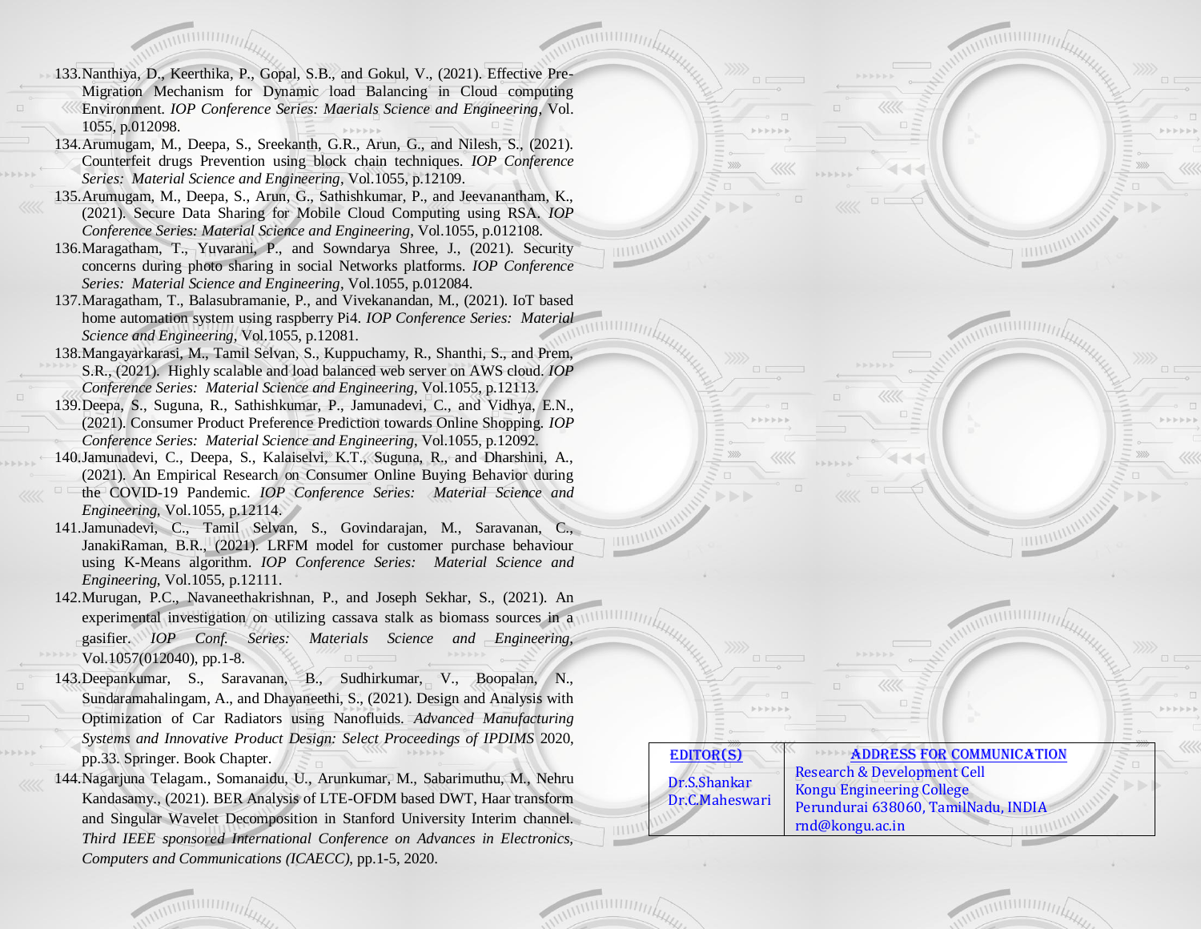133. Nanthiya, D., Keerthika, P., Gopal, S.B., and Gokul, V., (2021). Effective Pre-Migration Mechanism for Dynamic load Balancing in Cloud computing Environment. *IOP Conference Series: Maerials Science and Engineering*, Vol. 1055, p.012098.
134. Arumugam, M., Deepa, S., Sreekanth, G.R., Arun, G., and Nilesh, S., (2021). Counterfeit drugs Prevention using block chain techniques. *IOP Conference Series: Material Science and Engineering*, Vol.1055, p.12109.
135. Arumugam, M., Deepa, S., Arun, G., Sathishkumar, P., and Jeevanantham, K., (2021). Secure Data Sharing for Mobile Cloud Computing using RSA. *IOP Conference Series: Material Science and Engineering*, Vol.1055, p.012108.
136. Maragatham, T., Yuvarani, P., and Sowndarya Shree, J., (2021). Security concerns during photo sharing in social Networks platforms. *IOP Conference Series: Material Science and Engineering*, Vol.1055, p.012084.
137. Maragatham, T., Balasubramanie, P., and Vivekanandan, M., (2021). IoT based home automation system using raspberry Pi4. *IOP Conference Series: Material Science and Engineering*, Vol.1055, p.12081.
138. Mangayarkarasi, M., Tamil Selvan, S., Kuppuchamy, R., Shanthi, S., and Prem, S.R., (2021). Highly scalable and load balanced web server on AWS cloud. *IOP Conference Series: Material Science and Engineering*, Vol.1055, p.12113.
139. Deepa, S., Suguna, R., Sathishkumar, P., Jamunadevi, C., and Vidhya, E.N., (2021). Consumer Product Preference Prediction towards Online Shopping. *IOP Conference Series: Material Science and Engineering*, Vol.1055, p.12092.
140. Jamunadevi, C., Deepa, S., Kalaiselvi, K.T., Suguna, R., and Dharshini, A., (2021). An Empirical Research on Consumer Online Buying Behavior during the COVID-19 Pandemic. *IOP Conference Series: Material Science and Engineering*, Vol.1055, p.12114.
141. Jamunadevi, C., Tamil Selvan, S., Govindarajan, M., Saravanan, C., JanakiRaman, B.R., (2021). LRFM model for customer purchase behaviour using K-Means algorithm. *IOP Conference Series: Material Science and Engineering*, Vol.1055, p.12111.
142. Murugan, P.C., Navaneethakrishnan, P., and Joseph Sekhar, S., (2021). An experimental investigation on utilizing cassava stalk as biomass sources in a gasifier. *IOP Conf. Series: Materials Science and Engineering*, Vol.1057(012040), pp.1-8.
143. Deepankumar, S., Saravanan, B., Sudhirkumar, V., Boopalan, N., Sundaramahalingam, A., and Dhayaneethi, S., (2021). Design and Analysis with Optimization of Car Radiators using Nanofluids. *Advanced Manufacturing Systems and Innovative Product Design: Select Proceedings of IPDIMS* 2020, pp.33. Springer. Book Chapter.
144. Nagarjuna Telagam., Somanaidu, U., Arunkumar, M., Sabarimuthu, M., Nehru Kandasamy., (2021). BER Analysis of LTE-OFDM based DWT, Haar transform and Singular Wavelet Decomposition in Stanford University Interim channel. *Third IEEE sponsored International Conference on Advances in Electronics, Computers and Communications (ICAECC)*, pp.1-5, 2020.

| EDITOR(S) | ADDRESS FOR COMMUNICATION |
|---|---|
| Dr.S.Shankar<br>Dr.C.Maheswari | Research & Development Cell<br>Kongu Engineering College<br>Perundurai 638060, TamilNadu, INDIA<br>rnd@kongu.ac.in |